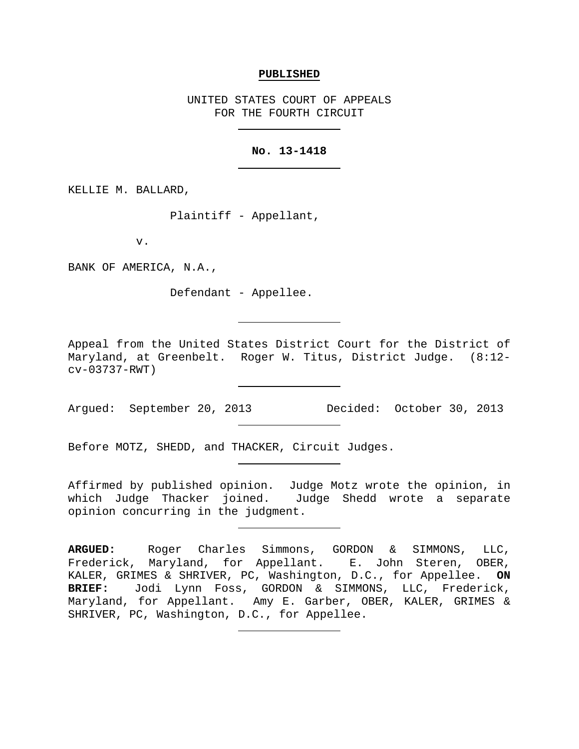**PUBLISHED**

UNITED STATES COURT OF APPEALS
FOR THE FOURTH CIRCUIT

---

**No. 13-1418**

---

KELLIE M. BALLARD,

Plaintiff - Appellant,

v.

BANK OF AMERICA, N.A.,

Defendant - Appellee.

---

Appeal from the United States District Court for the District of Maryland, at Greenbelt. Roger W. Titus, District Judge. (8:12-cv-03737-RWT)

---

Argued: September 20, 2013 Decided: October 30, 2013

---

Before MOTZ, SHEDD, and THACKER, Circuit Judges.

---

Affirmed by published opinion. Judge Motz wrote the opinion, in which Judge Thacker joined. Judge Shedd wrote a separate opinion concurring in the judgment.

---

**ARGUED:** Roger Charles Simmons, GORDON & SIMMONS, LLC, Frederick, Maryland, for Appellant. E. John Steren, OBER, KALER, GRIMES & SHRIVER, PC, Washington, D.C., for Appellee. **ON BRIEF:** Jodi Lynn Foss, GORDON & SIMMONS, LLC, Frederick, Maryland, for Appellant. Amy E. Garber, OBER, KALER, GRIMES & SHRIVER, PC, Washington, D.C., for Appellee.

---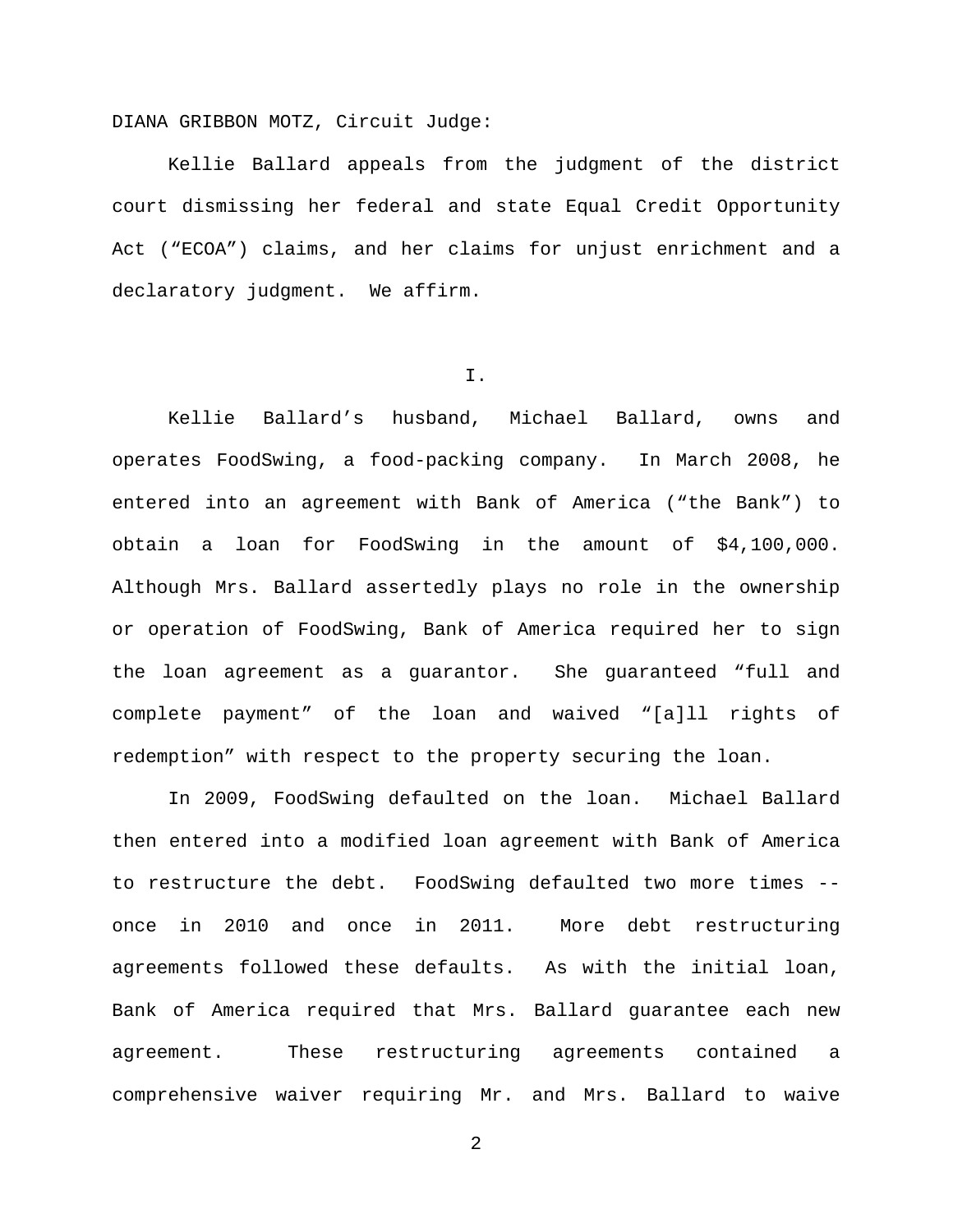DIANA GRIBBON MOTZ, Circuit Judge:

Kellie Ballard appeals from the judgment of the district court dismissing her federal and state Equal Credit Opportunity Act ("ECOA") claims, and her claims for unjust enrichment and a declaratory judgment. We affirm.

## I.

Kellie Ballard's husband, Michael Ballard, owns and operates FoodSwing, a food-packing company. In March 2008, he entered into an agreement with Bank of America ("the Bank") to obtain a loan for FoodSwing in the amount of $4,100,000. Although Mrs. Ballard assertedly plays no role in the ownership or operation of FoodSwing, Bank of America required her to sign the loan agreement as a guarantor. She guaranteed "full and complete payment" of the loan and waived "[a]ll rights of redemption" with respect to the property securing the loan.

In 2009, FoodSwing defaulted on the loan. Michael Ballard then entered into a modified loan agreement with Bank of America to restructure the debt. FoodSwing defaulted two more times -- once in 2010 and once in 2011. More debt restructuring agreements followed these defaults. As with the initial loan, Bank of America required that Mrs. Ballard guarantee each new agreement. These restructuring agreements contained a comprehensive waiver requiring Mr. and Mrs. Ballard to waive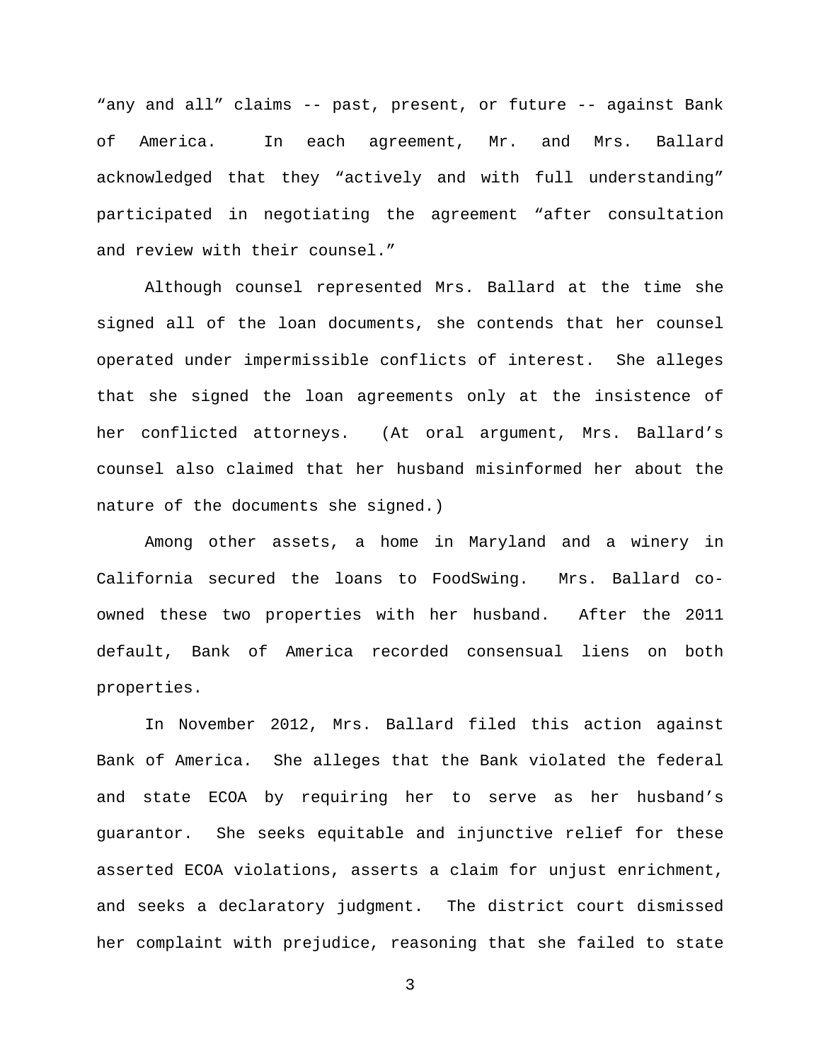"any and all" claims -- past, present, or future -- against Bank of America. In each agreement, Mr. and Mrs. Ballard acknowledged that they "actively and with full understanding" participated in negotiating the agreement "after consultation and review with their counsel."

Although counsel represented Mrs. Ballard at the time she signed all of the loan documents, she contends that her counsel operated under impermissible conflicts of interest. She alleges that she signed the loan agreements only at the insistence of her conflicted attorneys. (At oral argument, Mrs. Ballard's counsel also claimed that her husband misinformed her about the nature of the documents she signed.)

Among other assets, a home in Maryland and a winery in California secured the loans to FoodSwing. Mrs. Ballard co-owned these two properties with her husband. After the 2011 default, Bank of America recorded consensual liens on both properties.

In November 2012, Mrs. Ballard filed this action against Bank of America. She alleges that the Bank violated the federal and state ECOA by requiring her to serve as her husband's guarantor. She seeks equitable and injunctive relief for these asserted ECOA violations, asserts a claim for unjust enrichment, and seeks a declaratory judgment. The district court dismissed her complaint with prejudice, reasoning that she failed to state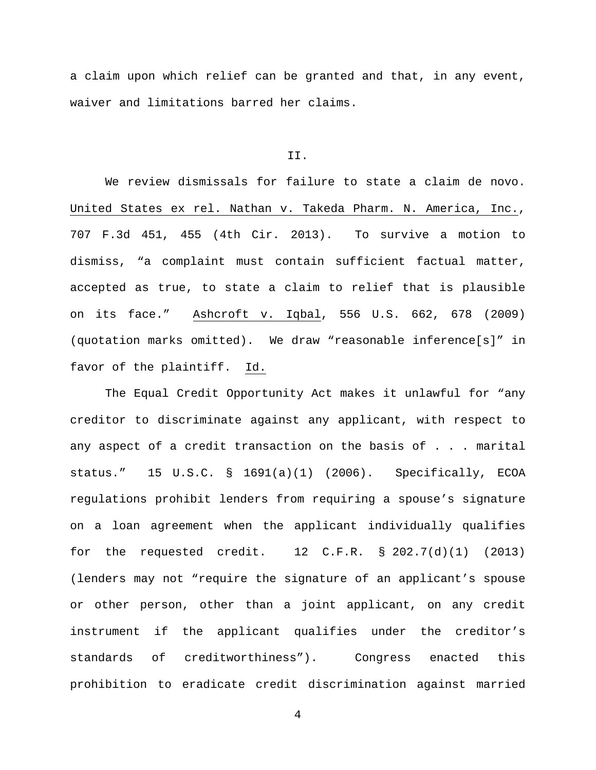a claim upon which relief can be granted and that, in any event, waiver and limitations barred her claims.

## II.

We review dismissals for failure to state a claim de novo. United States ex rel. Nathan v. Takeda Pharm. N. America, Inc., 707 F.3d 451, 455 (4th Cir. 2013). To survive a motion to dismiss, "a complaint must contain sufficient factual matter, accepted as true, to state a claim to relief that is plausible on its face." Ashcroft v. Iqbal, 556 U.S. 662, 678 (2009) (quotation marks omitted). We draw "reasonable inference[s]" in favor of the plaintiff. Id.

The Equal Credit Opportunity Act makes it unlawful for "any creditor to discriminate against any applicant, with respect to any aspect of a credit transaction on the basis of . . . marital status." 15 U.S.C. § 1691(a)(1) (2006). Specifically, ECOA regulations prohibit lenders from requiring a spouse's signature on a loan agreement when the applicant individually qualifies for the requested credit. 12 C.F.R. § 202.7(d)(1) (2013) (lenders may not "require the signature of an applicant's spouse or other person, other than a joint applicant, on any credit instrument if the applicant qualifies under the creditor's standards of creditworthiness"). Congress enacted this prohibition to eradicate credit discrimination against married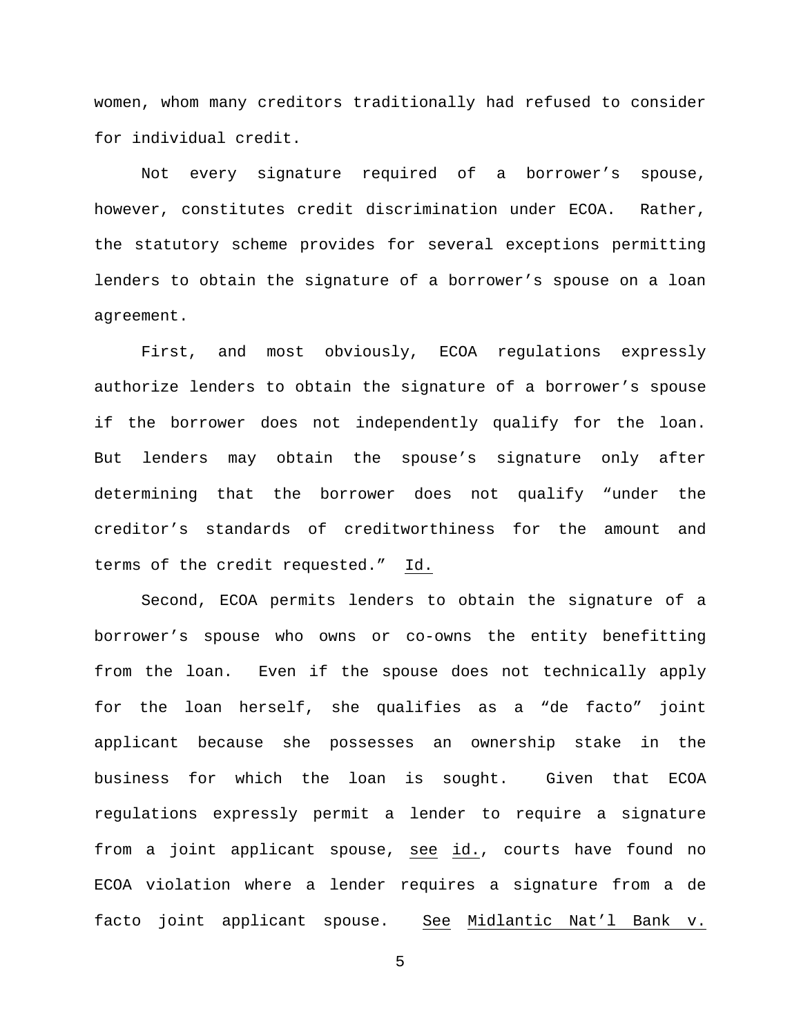women, whom many creditors traditionally had refused to consider for individual credit.

Not every signature required of a borrower's spouse, however, constitutes credit discrimination under ECOA. Rather, the statutory scheme provides for several exceptions permitting lenders to obtain the signature of a borrower's spouse on a loan agreement.

First, and most obviously, ECOA regulations expressly authorize lenders to obtain the signature of a borrower's spouse if the borrower does not independently qualify for the loan. But lenders may obtain the spouse's signature only after determining that the borrower does not qualify "under the creditor's standards of creditworthiness for the amount and terms of the credit requested." Id.

Second, ECOA permits lenders to obtain the signature of a borrower's spouse who owns or co-owns the entity benefitting from the loan. Even if the spouse does not technically apply for the loan herself, she qualifies as a "de facto" joint applicant because she possesses an ownership stake in the business for which the loan is sought. Given that ECOA regulations expressly permit a lender to require a signature from a joint applicant spouse, see id., courts have found no ECOA violation where a lender requires a signature from a de facto joint applicant spouse. See Midlantic Nat'l Bank v.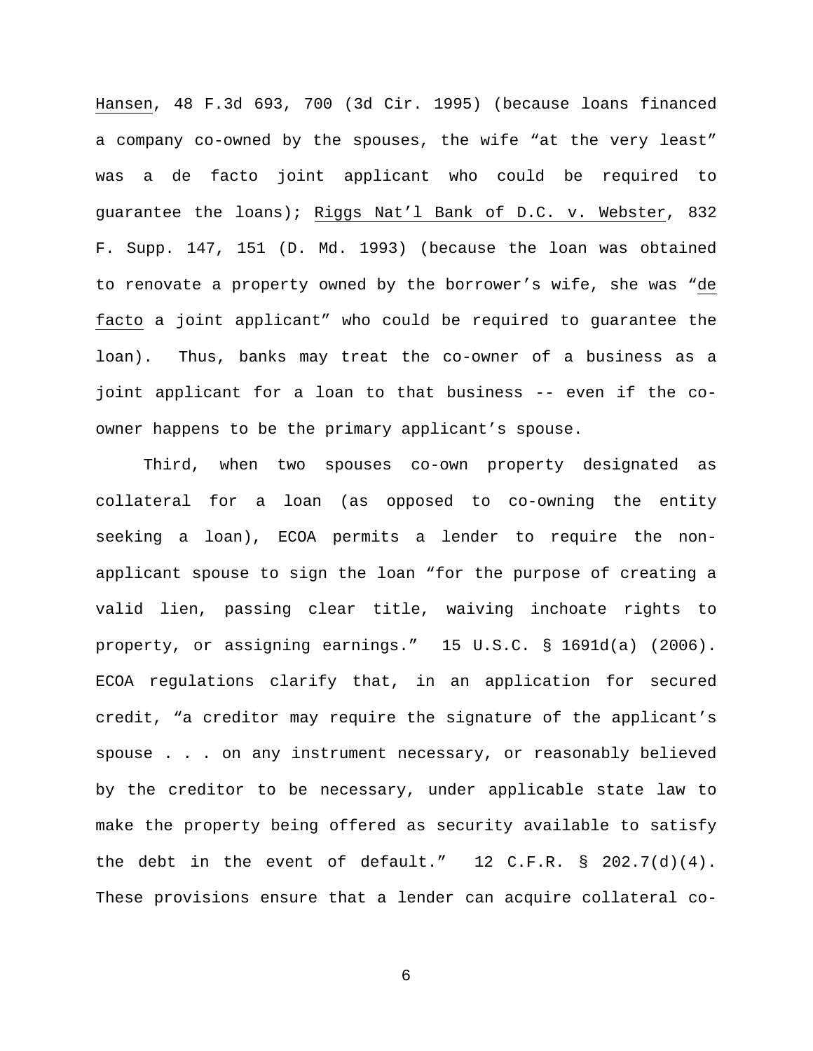Hansen, 48 F.3d 693, 700 (3d Cir. 1995) (because loans financed a company co-owned by the spouses, the wife "at the very least" was a de facto joint applicant who could be required to guarantee the loans); Riggs Nat'l Bank of D.C. v. Webster, 832 F. Supp. 147, 151 (D. Md. 1993) (because the loan was obtained to renovate a property owned by the borrower's wife, she was "de facto a joint applicant" who could be required to guarantee the loan). Thus, banks may treat the co-owner of a business as a joint applicant for a loan to that business -- even if the co-owner happens to be the primary applicant's spouse.

Third, when two spouses co-own property designated as collateral for a loan (as opposed to co-owning the entity seeking a loan), ECOA permits a lender to require the non-applicant spouse to sign the loan "for the purpose of creating a valid lien, passing clear title, waiving inchoate rights to property, or assigning earnings." 15 U.S.C. § 1691d(a) (2006). ECOA regulations clarify that, in an application for secured credit, "a creditor may require the signature of the applicant's spouse . . . on any instrument necessary, or reasonably believed by the creditor to be necessary, under applicable state law to make the property being offered as security available to satisfy the debt in the event of default." 12 C.F.R. § 202.7(d)(4). These provisions ensure that a lender can acquire collateral co-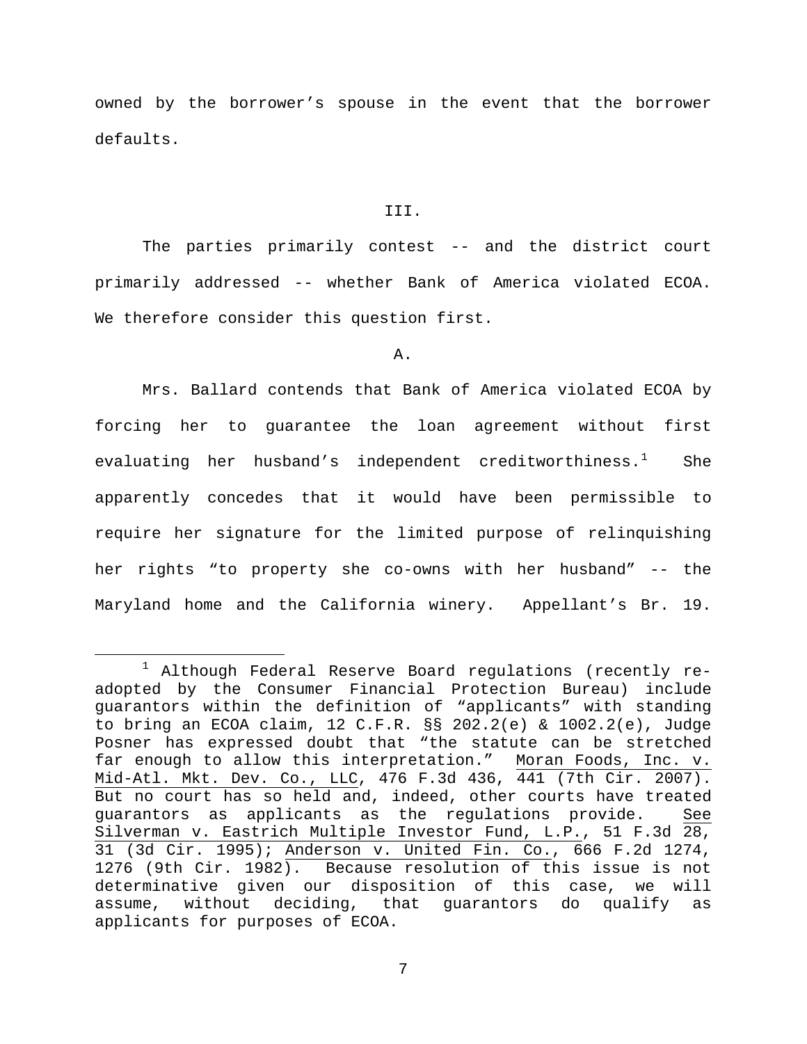owned by the borrower's spouse in the event that the borrower defaults.

## III.

The parties primarily contest -- and the district court primarily addressed -- whether Bank of America violated ECOA. We therefore consider this question first.

### A.

Mrs. Ballard contends that Bank of America violated ECOA by forcing her to guarantee the loan agreement without first evaluating her husband's independent creditworthiness.[1] She apparently concedes that it would have been permissible to require her signature for the limited purpose of relinquishing her rights "to property she co-owns with her husband" -- the Maryland home and the California winery. Appellant's Br. 19.

---

[1] Although Federal Reserve Board regulations (recently re-adopted by the Consumer Financial Protection Bureau) include guarantors within the definition of "applicants" with standing to bring an ECOA claim, 12 C.F.R. §§ 202.2(e) & 1002.2(e), Judge Posner has expressed doubt that "the statute can be stretched far enough to allow this interpretation." Moran Foods, Inc. v. Mid-Atl. Mkt. Dev. Co., LLC, 476 F.3d 436, 441 (7th Cir. 2007). But no court has so held and, indeed, other courts have treated guarantors as applicants as the regulations provide. See Silverman v. Eastrich Multiple Investor Fund, L.P., 51 F.3d 28, 31 (3d Cir. 1995); Anderson v. United Fin. Co., 666 F.2d 1274, 1276 (9th Cir. 1982). Because resolution of this issue is not determinative given our disposition of this case, we will assume, without deciding, that guarantors do qualify as applicants for purposes of ECOA.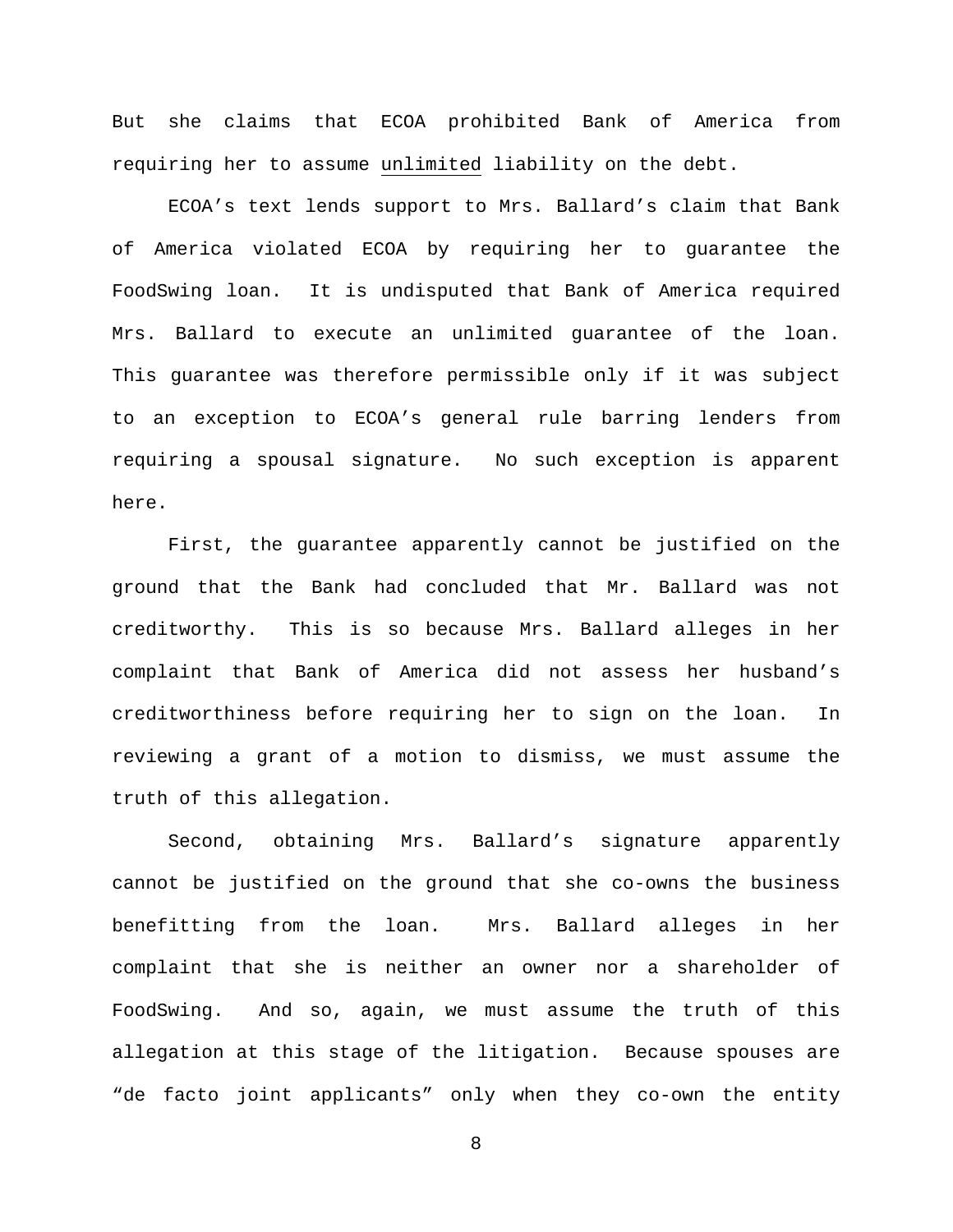But she claims that ECOA prohibited Bank of America from requiring her to assume <u>unlimited</u> liability on the debt.

ECOA's text lends support to Mrs. Ballard's claim that Bank of America violated ECOA by requiring her to guarantee the FoodSwing loan. It is undisputed that Bank of America required Mrs. Ballard to execute an unlimited guarantee of the loan. This guarantee was therefore permissible only if it was subject to an exception to ECOA's general rule barring lenders from requiring a spousal signature. No such exception is apparent here.

First, the guarantee apparently cannot be justified on the ground that the Bank had concluded that Mr. Ballard was not creditworthy. This is so because Mrs. Ballard alleges in her complaint that Bank of America did not assess her husband's creditworthiness before requiring her to sign on the loan. In reviewing a grant of a motion to dismiss, we must assume the truth of this allegation.

Second, obtaining Mrs. Ballard's signature apparently cannot be justified on the ground that she co-owns the business benefitting from the loan. Mrs. Ballard alleges in her complaint that she is neither an owner nor a shareholder of FoodSwing. And so, again, we must assume the truth of this allegation at this stage of the litigation. Because spouses are "de facto joint applicants" only when they co-own the entity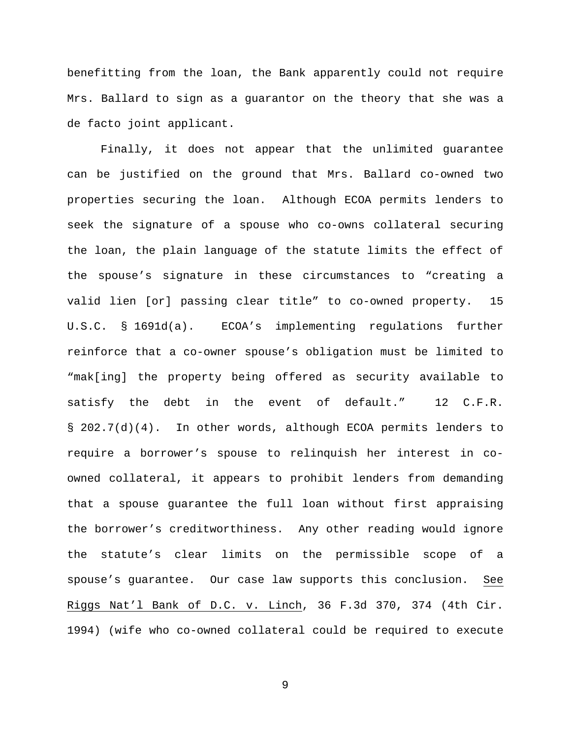benefitting from the loan, the Bank apparently could not require Mrs. Ballard to sign as a guarantor on the theory that she was a de facto joint applicant.

Finally, it does not appear that the unlimited guarantee can be justified on the ground that Mrs. Ballard co-owned two properties securing the loan. Although ECOA permits lenders to seek the signature of a spouse who co-owns collateral securing the loan, the plain language of the statute limits the effect of the spouse's signature in these circumstances to "creating a valid lien [or] passing clear title" to co-owned property. 15 U.S.C. § 1691d(a). ECOA's implementing regulations further reinforce that a co-owner spouse's obligation must be limited to "mak[ing] the property being offered as security available to satisfy the debt in the event of default." 12 C.F.R. § 202.7(d)(4). In other words, although ECOA permits lenders to require a borrower's spouse to relinquish her interest in co-owned collateral, it appears to prohibit lenders from demanding that a spouse guarantee the full loan without first appraising the borrower's creditworthiness. Any other reading would ignore the statute's clear limits on the permissible scope of a spouse's guarantee. Our case law supports this conclusion. See Riggs Nat'l Bank of D.C. v. Linch, 36 F.3d 370, 374 (4th Cir. 1994) (wife who co-owned collateral could be required to execute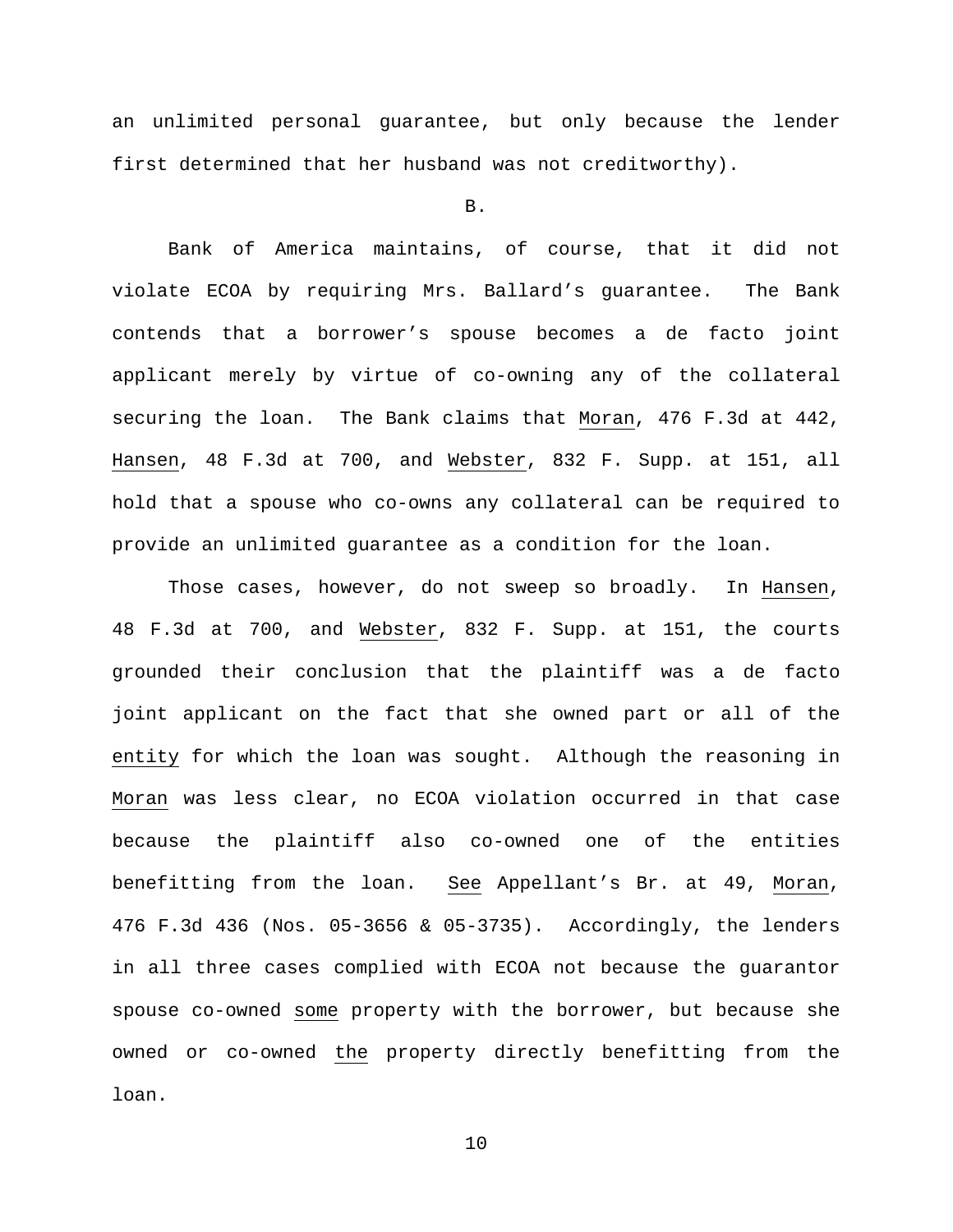an unlimited personal guarantee, but only because the lender first determined that her husband was not creditworthy).

B.

Bank of America maintains, of course, that it did not violate ECOA by requiring Mrs. Ballard's guarantee. The Bank contends that a borrower's spouse becomes a de facto joint applicant merely by virtue of co-owning any of the collateral securing the loan. The Bank claims that Moran, 476 F.3d at 442, Hansen, 48 F.3d at 700, and Webster, 832 F. Supp. at 151, all hold that a spouse who co-owns any collateral can be required to provide an unlimited guarantee as a condition for the loan.

Those cases, however, do not sweep so broadly. In Hansen, 48 F.3d at 700, and Webster, 832 F. Supp. at 151, the courts grounded their conclusion that the plaintiff was a de facto joint applicant on the fact that she owned part or all of the entity for which the loan was sought. Although the reasoning in Moran was less clear, no ECOA violation occurred in that case because the plaintiff also co-owned one of the entities benefitting from the loan. See Appellant's Br. at 49, Moran, 476 F.3d 436 (Nos. 05-3656 & 05-3735). Accordingly, the lenders in all three cases complied with ECOA not because the guarantor spouse co-owned some property with the borrower, but because she owned or co-owned the property directly benefitting from the loan.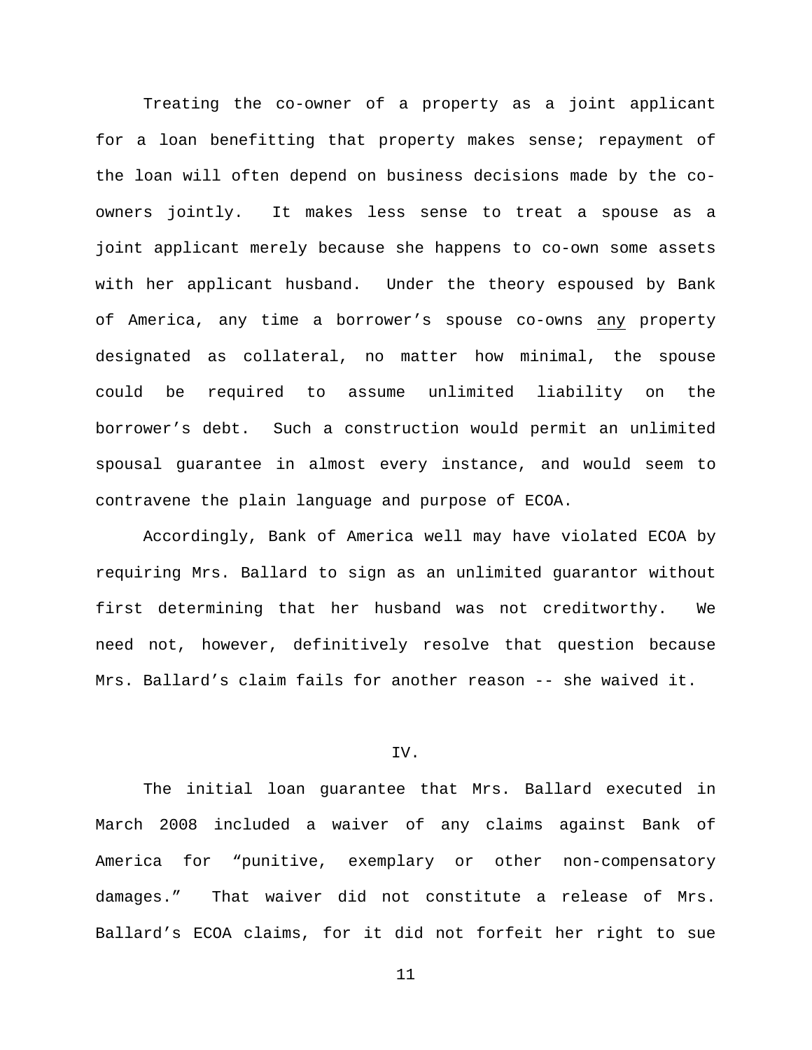Treating the co-owner of a property as a joint applicant for a loan benefitting that property makes sense; repayment of the loan will often depend on business decisions made by the co-owners jointly. It makes less sense to treat a spouse as a joint applicant merely because she happens to co-own some assets with her applicant husband. Under the theory espoused by Bank of America, any time a borrower's spouse co-owns <u>any</u> property designated as collateral, no matter how minimal, the spouse could be required to assume unlimited liability on the borrower's debt. Such a construction would permit an unlimited spousal guarantee in almost every instance, and would seem to contravene the plain language and purpose of ECOA.

Accordingly, Bank of America well may have violated ECOA by requiring Mrs. Ballard to sign as an unlimited guarantor without first determining that her husband was not creditworthy. We need not, however, definitively resolve that question because Mrs. Ballard's claim fails for another reason -- she waived it.

## IV.

The initial loan guarantee that Mrs. Ballard executed in March 2008 included a waiver of any claims against Bank of America for "punitive, exemplary or other non-compensatory damages." That waiver did not constitute a release of Mrs. Ballard's ECOA claims, for it did not forfeit her right to sue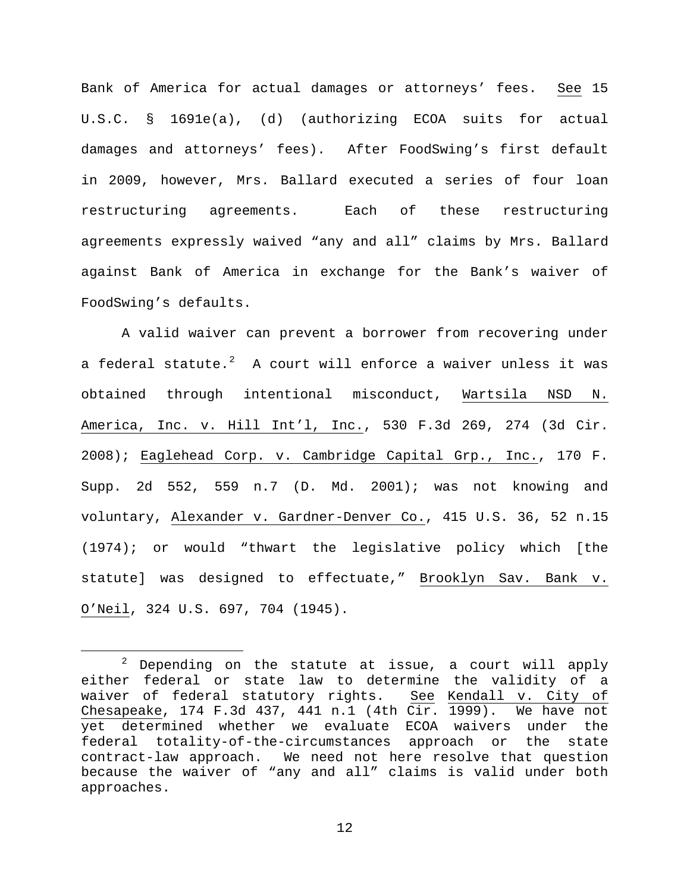Bank of America for actual damages or attorneys' fees. See 15 U.S.C. § 1691e(a), (d) (authorizing ECOA suits for actual damages and attorneys' fees). After FoodSwing's first default in 2009, however, Mrs. Ballard executed a series of four loan restructuring agreements. Each of these restructuring agreements expressly waived "any and all" claims by Mrs. Ballard against Bank of America in exchange for the Bank's waiver of FoodSwing's defaults.

A valid waiver can prevent a borrower from recovering under a federal statute.[2] A court will enforce a waiver unless it was obtained through intentional misconduct, Wartsila NSD N. America, Inc. v. Hill Int'l, Inc., 530 F.3d 269, 274 (3d Cir. 2008); Eaglehead Corp. v. Cambridge Capital Grp., Inc., 170 F. Supp. 2d 552, 559 n.7 (D. Md. 2001); was not knowing and voluntary, Alexander v. Gardner-Denver Co., 415 U.S. 36, 52 n.15 (1974); or would "thwart the legislative policy which [the statute] was designed to effectuate," Brooklyn Sav. Bank v. O'Neil, 324 U.S. 697, 704 (1945).

[2] Depending on the statute at issue, a court will apply either federal or state law to determine the validity of a waiver of federal statutory rights. See Kendall v. City of Chesapeake, 174 F.3d 437, 441 n.1 (4th Cir. 1999). We have not yet determined whether we evaluate ECOA waivers under the federal totality-of-the-circumstances approach or the state contract-law approach. We need not here resolve that question because the waiver of "any and all" claims is valid under both approaches.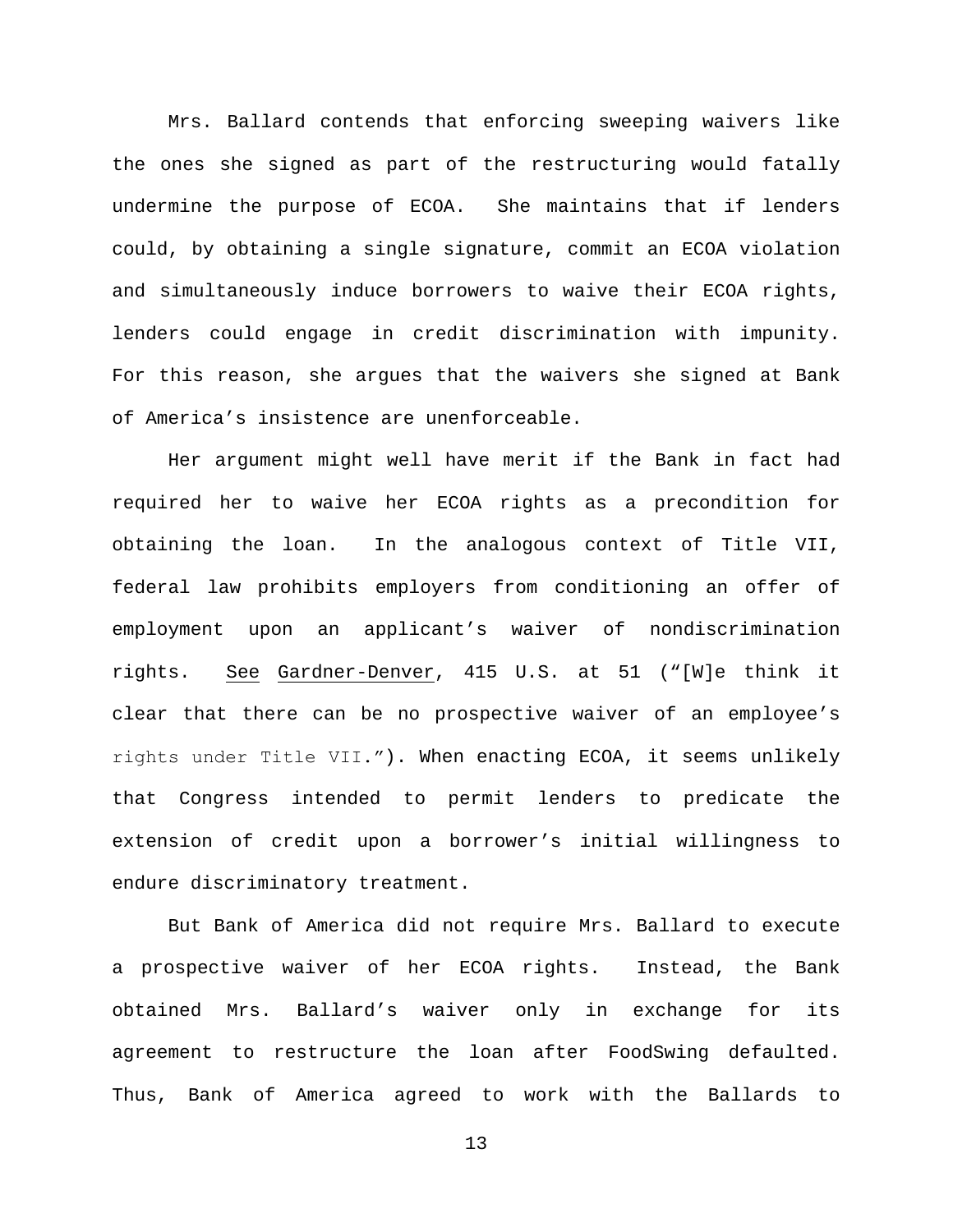Mrs. Ballard contends that enforcing sweeping waivers like the ones she signed as part of the restructuring would fatally undermine the purpose of ECOA. She maintains that if lenders could, by obtaining a single signature, commit an ECOA violation and simultaneously induce borrowers to waive their ECOA rights, lenders could engage in credit discrimination with impunity. For this reason, she argues that the waivers she signed at Bank of America's insistence are unenforceable.

Her argument might well have merit if the Bank in fact had required her to waive her ECOA rights as a precondition for obtaining the loan. In the analogous context of Title VII, federal law prohibits employers from conditioning an offer of employment upon an applicant's waiver of nondiscrimination rights. See Gardner-Denver, 415 U.S. at 51 ("[W]e think it clear that there can be no prospective waiver of an employee's rights under Title VII."). When enacting ECOA, it seems unlikely that Congress intended to permit lenders to predicate the extension of credit upon a borrower's initial willingness to endure discriminatory treatment.

But Bank of America did not require Mrs. Ballard to execute a prospective waiver of her ECOA rights. Instead, the Bank obtained Mrs. Ballard's waiver only in exchange for its agreement to restructure the loan after FoodSwing defaulted. Thus, Bank of America agreed to work with the Ballards to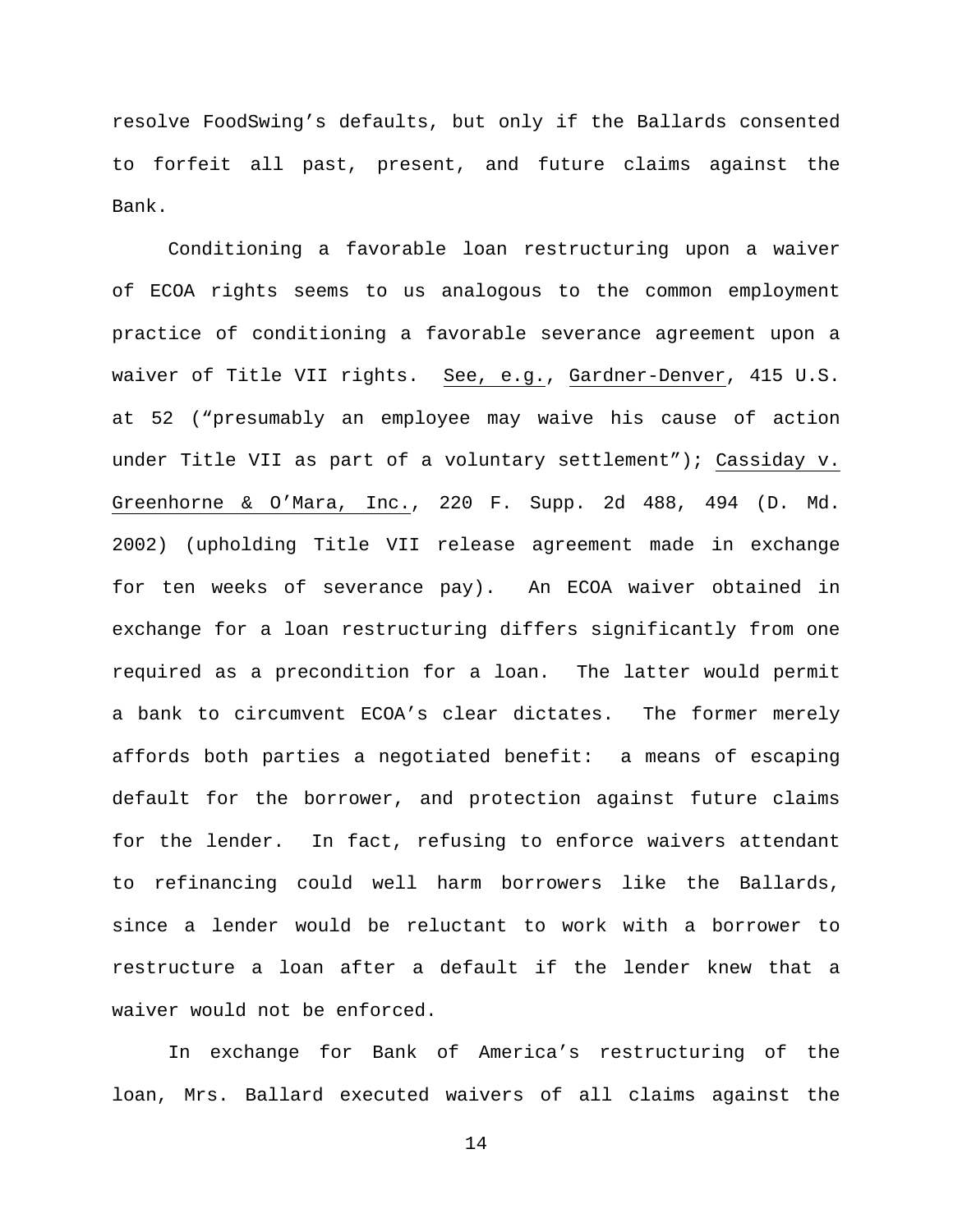resolve FoodSwing's defaults, but only if the Ballards consented to forfeit all past, present, and future claims against the Bank.

Conditioning a favorable loan restructuring upon a waiver of ECOA rights seems to us analogous to the common employment practice of conditioning a favorable severance agreement upon a waiver of Title VII rights. See, e.g., Gardner-Denver, 415 U.S. at 52 ("presumably an employee may waive his cause of action under Title VII as part of a voluntary settlement"); Cassiday v. Greenhorne & O'Mara, Inc., 220 F. Supp. 2d 488, 494 (D. Md. 2002) (upholding Title VII release agreement made in exchange for ten weeks of severance pay). An ECOA waiver obtained in exchange for a loan restructuring differs significantly from one required as a precondition for a loan. The latter would permit a bank to circumvent ECOA's clear dictates. The former merely affords both parties a negotiated benefit: a means of escaping default for the borrower, and protection against future claims for the lender. In fact, refusing to enforce waivers attendant to refinancing could well harm borrowers like the Ballards, since a lender would be reluctant to work with a borrower to restructure a loan after a default if the lender knew that a waiver would not be enforced.

In exchange for Bank of America's restructuring of the loan, Mrs. Ballard executed waivers of all claims against the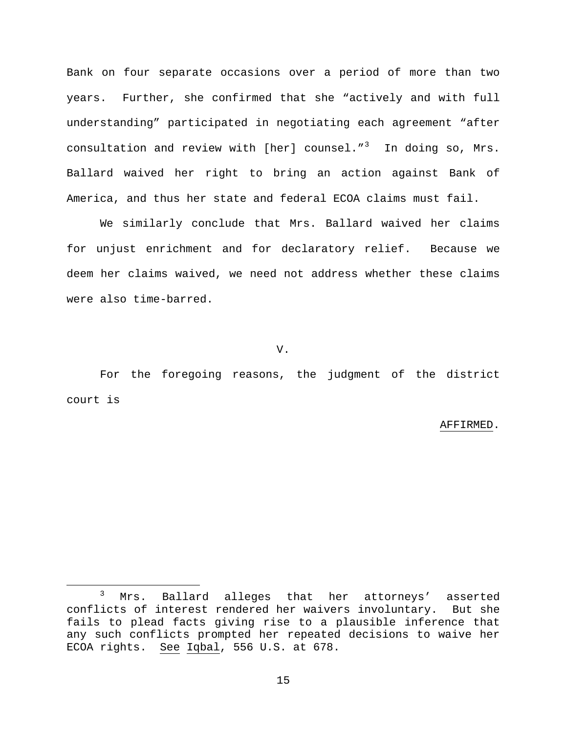Bank on four separate occasions over a period of more than two years. Further, she confirmed that she "actively and with full understanding" participated in negotiating each agreement "after consultation and review with [her] counsel."[3] In doing so, Mrs. Ballard waived her right to bring an action against Bank of America, and thus her state and federal ECOA claims must fail.

We similarly conclude that Mrs. Ballard waived her claims for unjust enrichment and for declaratory relief. Because we deem her claims waived, we need not address whether these claims were also time-barred.

V.

For the foregoing reasons, the judgment of the district court is

AFFIRMED.

---

[3] Mrs. Ballard alleges that her attorneys' asserted conflicts of interest rendered her waivers involuntary. But she fails to plead facts giving rise to a plausible inference that any such conflicts prompted her repeated decisions to waive her ECOA rights. See Iqbal, 556 U.S. at 678.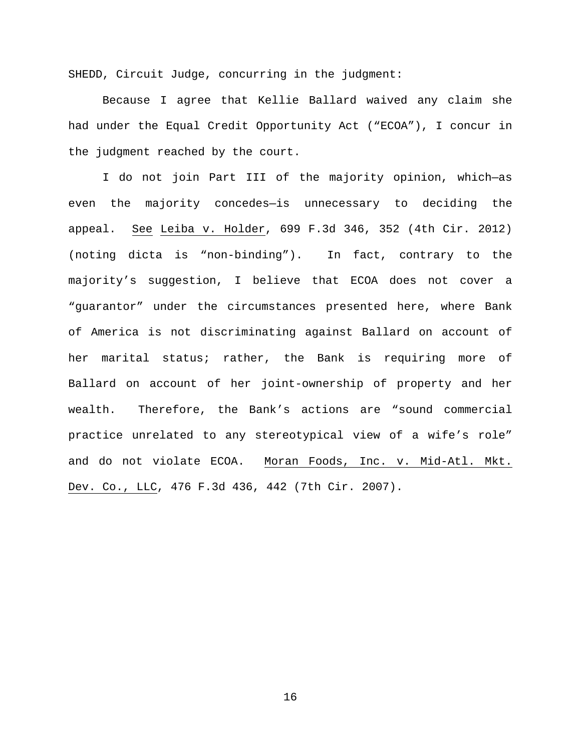SHEDD, Circuit Judge, concurring in the judgment:

Because I agree that Kellie Ballard waived any claim she had under the Equal Credit Opportunity Act ("ECOA"), I concur in the judgment reached by the court.

I do not join Part III of the majority opinion, which—as even the majority concedes—is unnecessary to deciding the appeal. See Leiba v. Holder, 699 F.3d 346, 352 (4th Cir. 2012) (noting dicta is "non-binding"). In fact, contrary to the majority's suggestion, I believe that ECOA does not cover a "guarantor" under the circumstances presented here, where Bank of America is not discriminating against Ballard on account of her marital status; rather, the Bank is requiring more of Ballard on account of her joint-ownership of property and her wealth. Therefore, the Bank's actions are "sound commercial practice unrelated to any stereotypical view of a wife's role" and do not violate ECOA. Moran Foods, Inc. v. Mid-Atl. Mkt. Dev. Co., LLC, 476 F.3d 436, 442 (7th Cir. 2007).